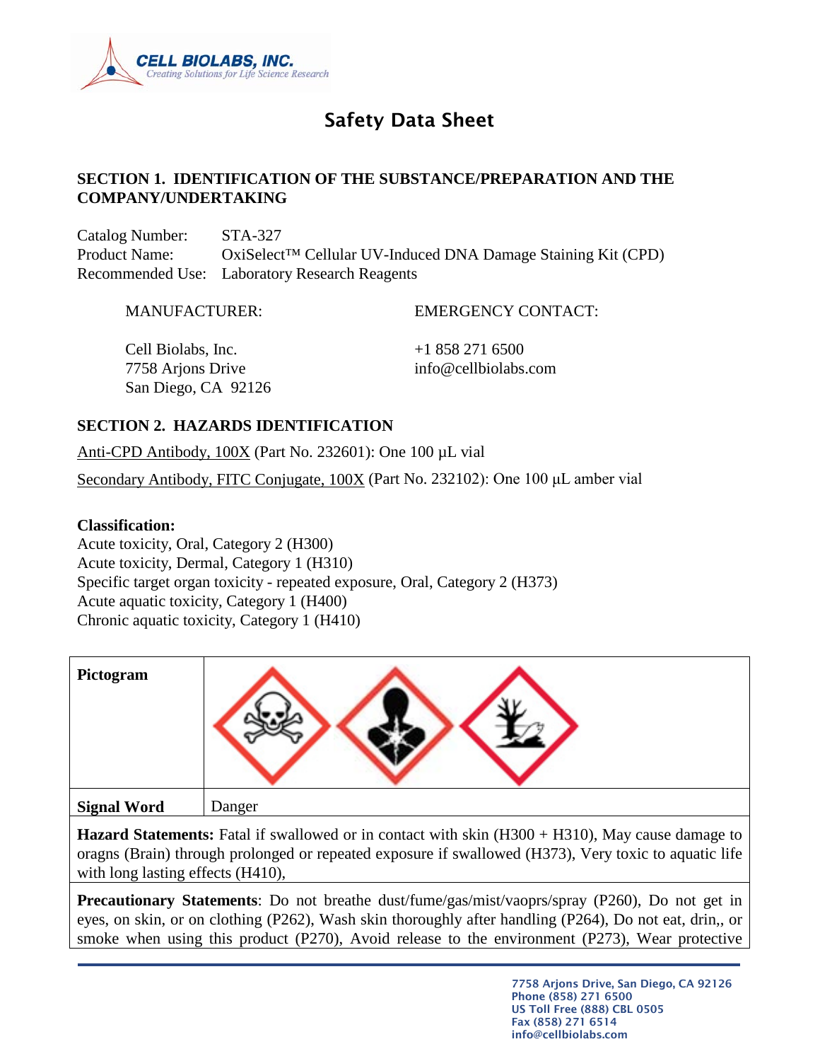# Safety Data Sheet

## SECTION 1. IDENTIFICATION OF THE SUBSTANCE/PREPARATION AND THE COMPANY/UNDERTAKING

Catalog Number: STA-327
Product Name: OxiSelect™ Cellular UV-Induced DNA Damage Staining Kit (CPD)
Recommended Use: Laboratory Research Reagents

| MANUFACTURER: | EMERGENCY CONTACT: |
|---|---|
| Cell Biolabs, Inc.<br>7758 Arjons Drive<br>San Diego, CA 92126 | +1 858 271 6500<br>info@cellbiolabs.com |

## SECTION 2. HAZARDS IDENTIFICATION

Anti-CPD Antibody, 100X (Part No. 232601): One 100 µL vial

Secondary Antibody, FITC Conjugate, 100X (Part No. 232102): One 100 µL amber vial

**Classification:**
Acute toxicity, Oral, Category 2 (H300)
Acute toxicity, Dermal, Category 1 (H310)
Specific target organ toxicity - repeated exposure, Oral, Category 2 (H373)
Acute aquatic toxicity, Category 1 (H400)
Chronic aquatic toxicity, Category 1 (H410)

| **Pictogram** | |
|---|---|
| **Signal Word** | Danger |

**Hazard Statements:** Fatal if swallowed or in contact with skin (H300 + H310), May cause damage to oragns (Brain) through prolonged or repeated exposure if swallowed (H373), Very toxic to aquatic life with long lasting effects (H410),

**Precautionary Statements**: Do not breathe dust/fume/gas/mist/vaoprs/spray (P260), Do not get in eyes, on skin, or on clothing (P262), Wash skin thoroughly after handling (P264), Do not eat, drin,, or smoke when using this product (P270), Avoid release to the environment (P273), Wear protective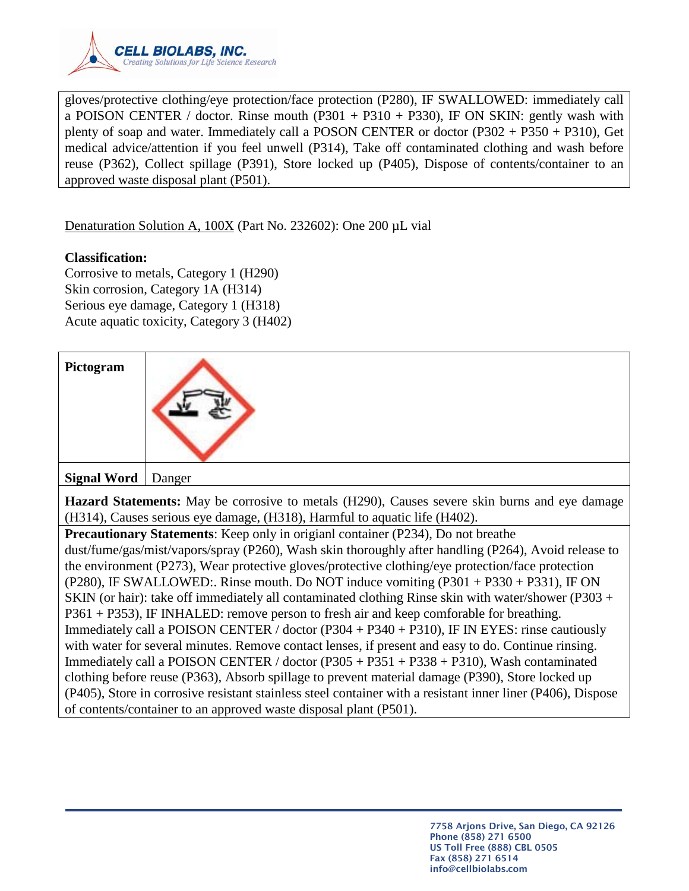gloves/protective clothing/eye protection/face protection (P280), IF SWALLOWED: immediately call a POISON CENTER / doctor. Rinse mouth (P301 + P310 + P330), IF ON SKIN: gently wash with plenty of soap and water. Immediately call a POSON CENTER or doctor (P302 + P350 + P310), Get medical advice/attention if you feel unwell (P314), Take off contaminated clothing and wash before reuse (P362), Collect spillage (P391), Store locked up (P405), Dispose of contents/container to an approved waste disposal plant (P501).

Denaturation Solution A, 100X (Part No. 232602): One 200 µL vial

**Classification:**
Corrosive to metals, Category 1 (H290)
Skin corrosion, Category 1A (H314)
Serious eye damage, Category 1 (H318)
Acute aquatic toxicity, Category 3 (H402)

| **Pictogram** | |
|---|---|
| **Signal Word** | Danger |

**Hazard Statements:** May be corrosive to metals (H290), Causes severe skin burns and eye damage (H314), Causes serious eye damage, (H318), Harmful to aquatic life (H402).

**Precautionary Statements**: Keep only in origianl container (P234), Do not breathe dust/fume/gas/mist/vapors/spray (P260), Wash skin thoroughly after handling (P264), Avoid release to the environment (P273), Wear protective gloves/protective clothing/eye protection/face protection (P280), IF SWALLOWED:. Rinse mouth. Do NOT induce vomiting (P301 + P330 + P331), IF ON SKIN (or hair): take off immediately all contaminated clothing Rinse skin with water/shower (P303 + P361 + P353), IF INHALED: remove person to fresh air and keep comforable for breathing. Immediately call a POISON CENTER / doctor (P304 + P340 + P310), IF IN EYES: rinse cautiously with water for several minutes. Remove contact lenses, if present and easy to do. Continue rinsing. Immediately call a POISON CENTER / doctor (P305 + P351 + P338 + P310), Wash contaminated clothing before reuse (P363), Absorb spillage to prevent material damage (P390), Store locked up (P405), Store in corrosive resistant stainless steel container with a resistant inner liner (P406), Dispose of contents/container to an approved waste disposal plant (P501).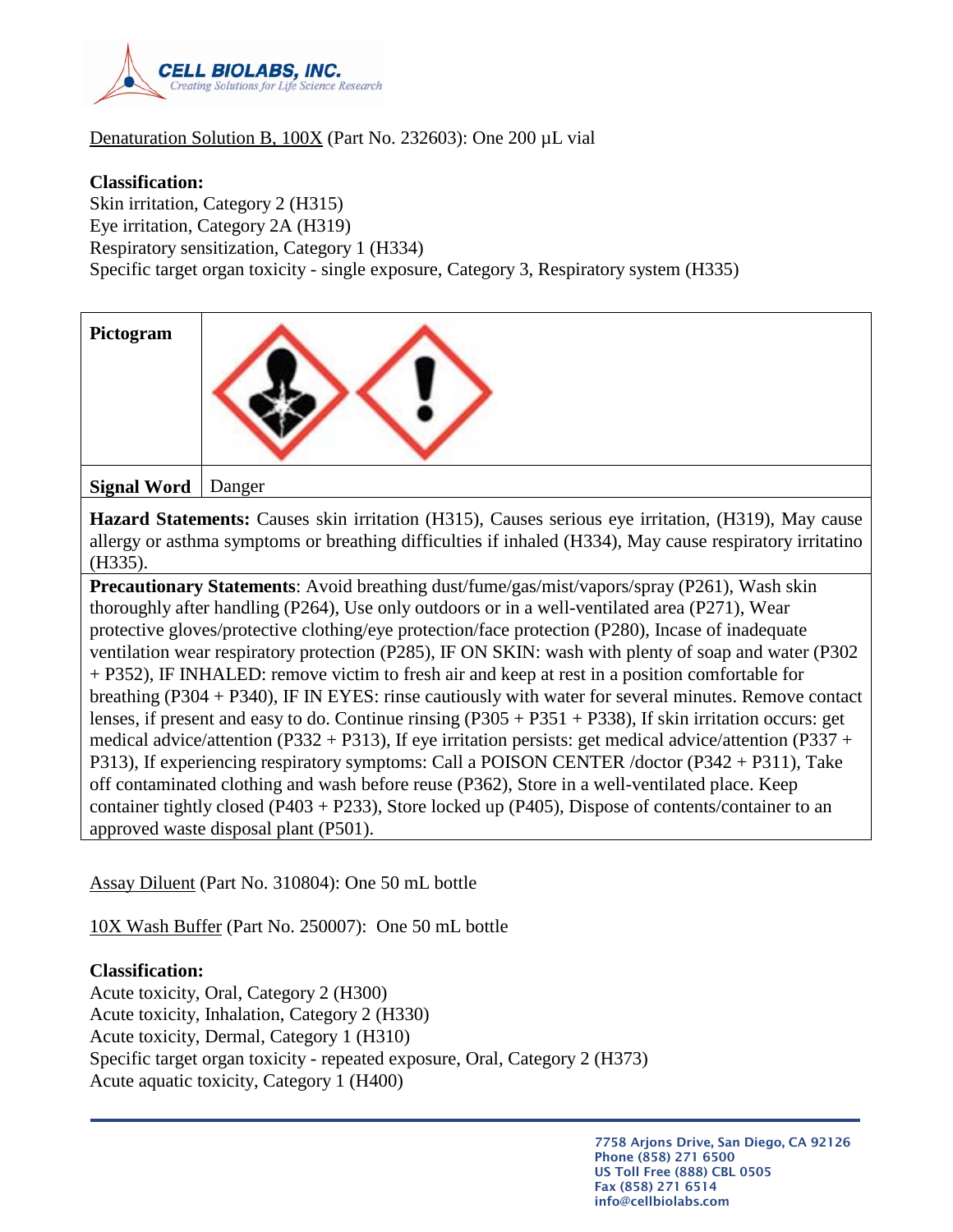Denaturation Solution B, 100X (Part No. 232603): One 200 µL vial

**Classification:**
Skin irritation, Category 2 (H315)
Eye irritation, Category 2A (H319)
Respiratory sensitization, Category 1 (H334)
Specific target organ toxicity - single exposure, Category 3, Respiratory system (H335)

| **Pictogram** | |
|---|---|
| **Signal Word** | Danger |

**Hazard Statements:** Causes skin irritation (H315), Causes serious eye irritation, (H319), May cause allergy or asthma symptoms or breathing difficulties if inhaled (H334), May cause respiratory irritatino (H335).

**Precautionary Statements**: Avoid breathing dust/fume/gas/mist/vapors/spray (P261), Wash skin thoroughly after handling (P264), Use only outdoors or in a well-ventilated area (P271), Wear protective gloves/protective clothing/eye protection/face protection (P280), Incase of inadequate ventilation wear respiratory protection (P285), IF ON SKIN: wash with plenty of soap and water (P302 + P352), IF INHALED: remove victim to fresh air and keep at rest in a position comfortable for breathing (P304 + P340), IF IN EYES: rinse cautiously with water for several minutes. Remove contact lenses, if present and easy to do. Continue rinsing (P305 + P351 + P338), If skin irritation occurs: get medical advice/attention (P332 + P313), If eye irritation persists: get medical advice/attention (P337 + P313), If experiencing respiratory symptoms: Call a POISON CENTER /doctor (P342 + P311), Take off contaminated clothing and wash before reuse (P362), Store in a well-ventilated place. Keep container tightly closed (P403 + P233), Store locked up (P405), Dispose of contents/container to an approved waste disposal plant (P501).

Assay Diluent (Part No. 310804): One 50 mL bottle

10X Wash Buffer (Part No. 250007): One 50 mL bottle

**Classification:**
Acute toxicity, Oral, Category 2 (H300)
Acute toxicity, Inhalation, Category 2 (H330)
Acute toxicity, Dermal, Category 1 (H310)
Specific target organ toxicity - repeated exposure, Oral, Category 2 (H373)
Acute aquatic toxicity, Category 1 (H400)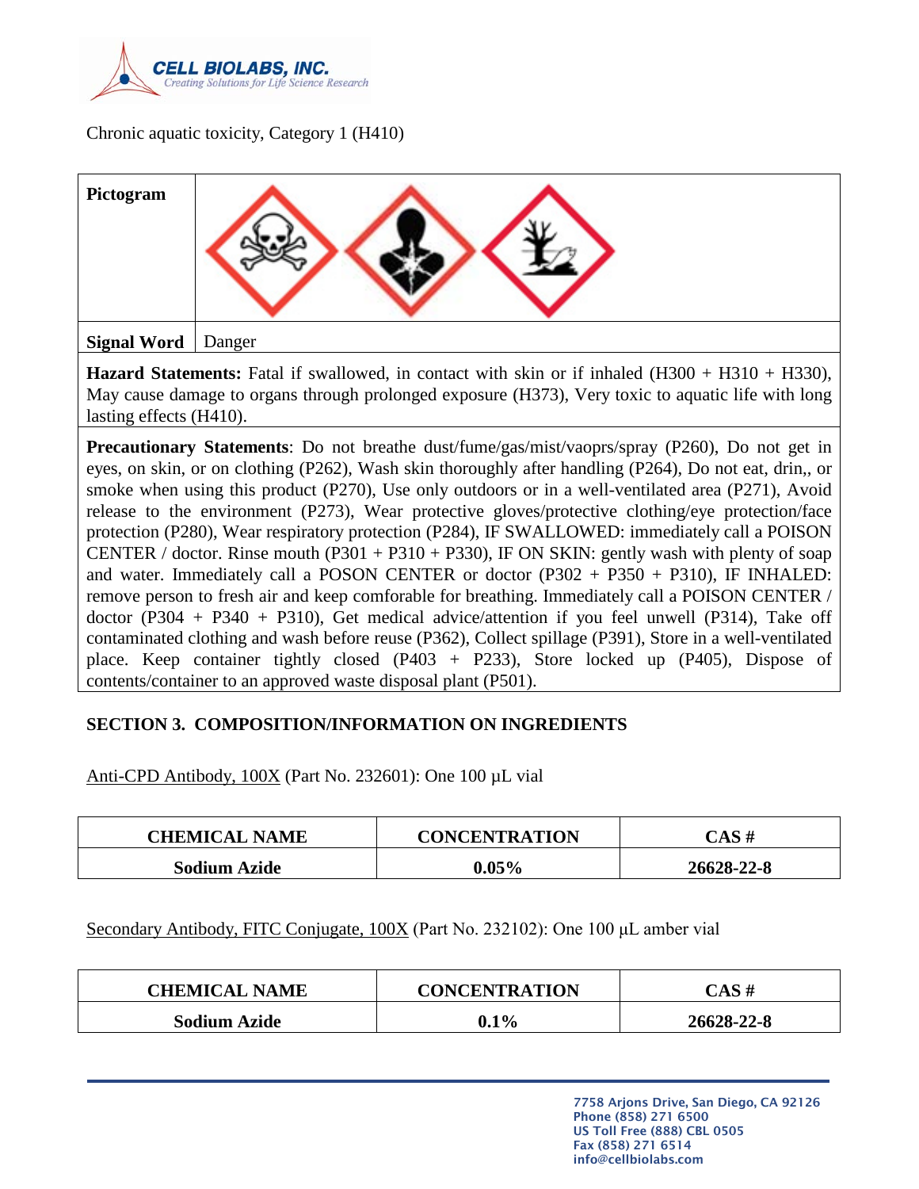Chronic aquatic toxicity, Category 1 (H410)

| Pictogram | |
|---|---|
| Signal Word | Danger |

**Hazard Statements:** Fatal if swallowed, in contact with skin or if inhaled (H300 + H310 + H330), May cause damage to organs through prolonged exposure (H373), Very toxic to aquatic life with long lasting effects (H410).

**Precautionary Statements**: Do not breathe dust/fume/gas/mist/vaoprs/spray (P260), Do not get in eyes, on skin, or on clothing (P262), Wash skin thoroughly after handling (P264), Do not eat, drin,, or smoke when using this product (P270), Use only outdoors or in a well-ventilated area (P271), Avoid release to the environment (P273), Wear protective gloves/protective clothing/eye protection/face protection (P280), Wear respiratory protection (P284), IF SWALLOWED: immediately call a POISON CENTER / doctor. Rinse mouth (P301 + P310 + P330), IF ON SKIN: gently wash with plenty of soap and water. Immediately call a POSON CENTER or doctor (P302 + P350 + P310), IF INHALED: remove person to fresh air and keep comforable for breathing. Immediately call a POISON CENTER / doctor (P304 + P340 + P310), Get medical advice/attention if you feel unwell (P314), Take off contaminated clothing and wash before reuse (P362), Collect spillage (P391), Store in a well-ventilated place. Keep container tightly closed (P403 + P233), Store locked up (P405), Dispose of contents/container to an approved waste disposal plant (P501).

## SECTION 3. COMPOSITION/INFORMATION ON INGREDIENTS

Anti-CPD Antibody, 100X (Part No. 232601): One 100 µL vial

| CHEMICAL NAME | CONCENTRATION | CAS # |
|---|---|---|
| **Sodium Azide** | **0.05%** | **26628-22-8** |

Secondary Antibody, FITC Conjugate, 100X (Part No. 232102): One 100 µL amber vial

| CHEMICAL NAME | CONCENTRATION | CAS # |
|---|---|---|
| **Sodium Azide** | **0.1%** | **26628-22-8** |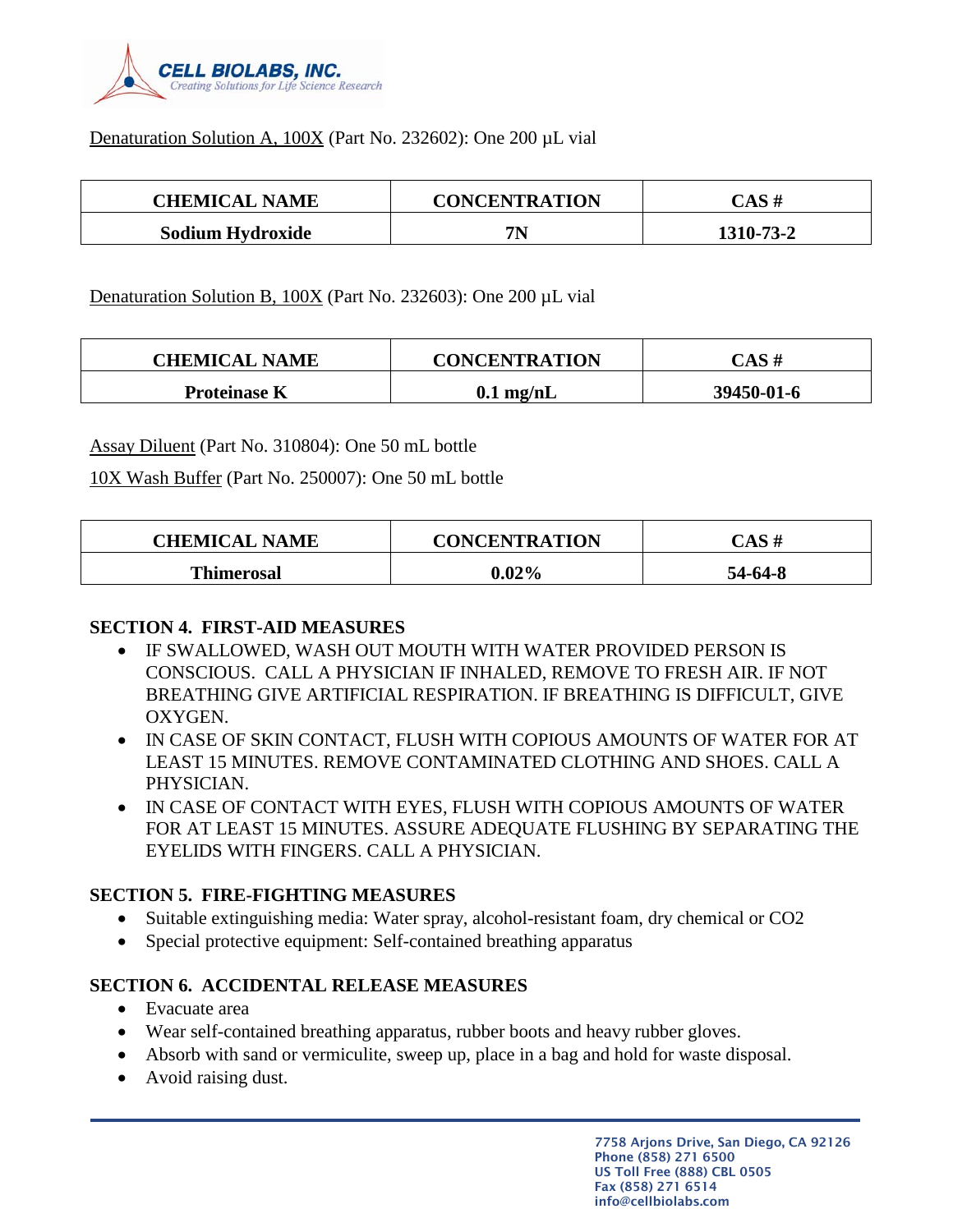Denaturation Solution A, 100X (Part No. 232602): One 200 µL vial

| CHEMICAL NAME | CONCENTRATION | CAS # |
|---|---|---|
| **Sodium Hydroxide** | **7N** | **1310-73-2** |

Denaturation Solution B, 100X (Part No. 232603): One 200 µL vial

| CHEMICAL NAME | CONCENTRATION | CAS # |
|---|---|---|
| **Proteinase K** | **0.1 mg/nL** | **39450-01-6** |

Assay Diluent (Part No. 310804): One 50 mL bottle

10X Wash Buffer (Part No. 250007): One 50 mL bottle

| CHEMICAL NAME | CONCENTRATION | CAS # |
|---|---|---|
| **Thimerosal** | **0.02%** | **54-64-8** |

## SECTION 4. FIRST-AID MEASURES

- IF SWALLOWED, WASH OUT MOUTH WITH WATER PROVIDED PERSON IS CONSCIOUS. CALL A PHYSICIAN IF INHALED, REMOVE TO FRESH AIR. IF NOT BREATHING GIVE ARTIFICIAL RESPIRATION. IF BREATHING IS DIFFICULT, GIVE OXYGEN.
- IN CASE OF SKIN CONTACT, FLUSH WITH COPIOUS AMOUNTS OF WATER FOR AT LEAST 15 MINUTES. REMOVE CONTAMINATED CLOTHING AND SHOES. CALL A PHYSICIAN.
- IN CASE OF CONTACT WITH EYES, FLUSH WITH COPIOUS AMOUNTS OF WATER FOR AT LEAST 15 MINUTES. ASSURE ADEQUATE FLUSHING BY SEPARATING THE EYELIDS WITH FINGERS. CALL A PHYSICIAN.

## SECTION 5. FIRE-FIGHTING MEASURES

- Suitable extinguishing media: Water spray, alcohol-resistant foam, dry chemical or CO2
- Special protective equipment: Self-contained breathing apparatus

## SECTION 6. ACCIDENTAL RELEASE MEASURES

- Evacuate area
- Wear self-contained breathing apparatus, rubber boots and heavy rubber gloves.
- Absorb with sand or vermiculite, sweep up, place in a bag and hold for waste disposal.
- Avoid raising dust.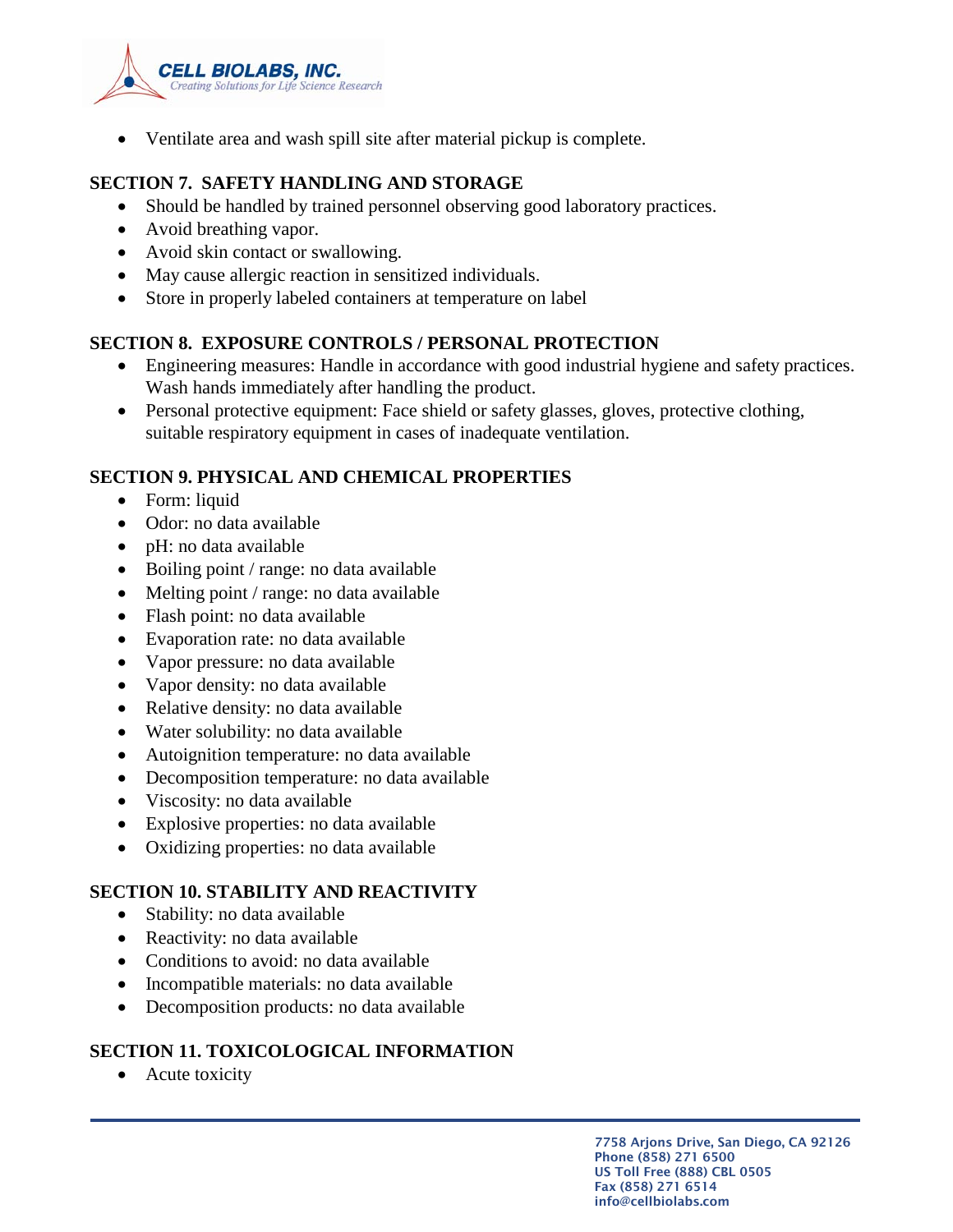- Ventilate area and wash spill site after material pickup is complete.

## SECTION 7. SAFETY HANDLING AND STORAGE

- Should be handled by trained personnel observing good laboratory practices.
- Avoid breathing vapor.
- Avoid skin contact or swallowing.
- May cause allergic reaction in sensitized individuals.
- Store in properly labeled containers at temperature on label

## SECTION 8. EXPOSURE CONTROLS / PERSONAL PROTECTION

- Engineering measures: Handle in accordance with good industrial hygiene and safety practices. Wash hands immediately after handling the product.
- Personal protective equipment: Face shield or safety glasses, gloves, protective clothing, suitable respiratory equipment in cases of inadequate ventilation.

## SECTION 9. PHYSICAL AND CHEMICAL PROPERTIES

- Form: liquid
- Odor: no data available
- pH: no data available
- Boiling point / range: no data available
- Melting point / range: no data available
- Flash point: no data available
- Evaporation rate: no data available
- Vapor pressure: no data available
- Vapor density: no data available
- Relative density: no data available
- Water solubility: no data available
- Autoignition temperature: no data available
- Decomposition temperature: no data available
- Viscosity: no data available
- Explosive properties: no data available
- Oxidizing properties: no data available

## SECTION 10. STABILITY AND REACTIVITY

- Stability: no data available
- Reactivity: no data available
- Conditions to avoid: no data available
- Incompatible materials: no data available
- Decomposition products: no data available

## SECTION 11. TOXICOLOGICAL INFORMATION

- Acute toxicity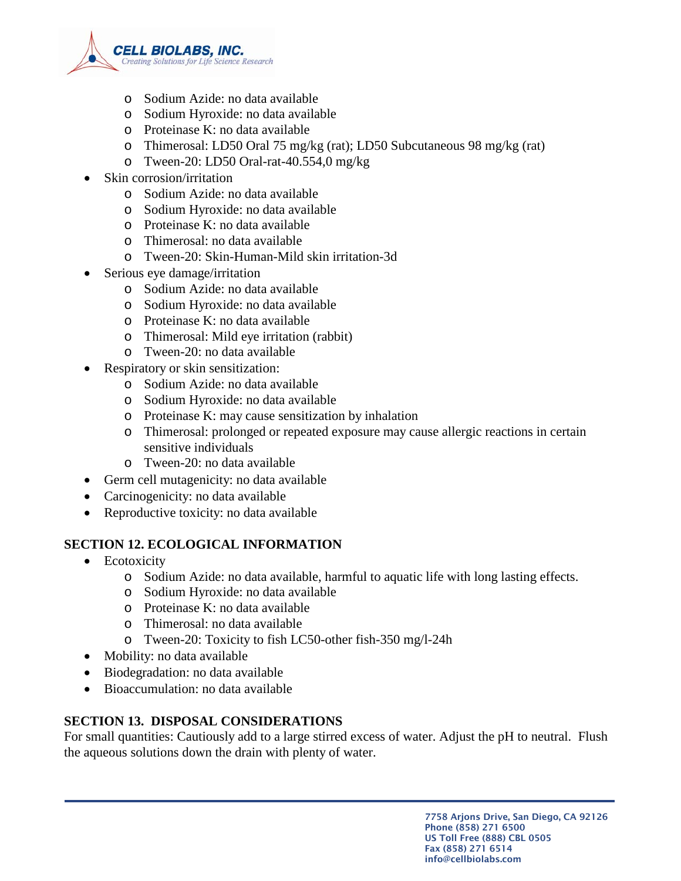- Sodium Azide: no data available
    - Sodium Hyroxide: no data available
    - Proteinase K: no data available
    - Thimerosal: LD50 Oral 75 mg/kg (rat); LD50 Subcutaneous 98 mg/kg (rat)
    - Tween-20: LD50 Oral-rat-40.554,0 mg/kg
- Skin corrosion/irritation
    - Sodium Azide: no data available
    - Sodium Hyroxide: no data available
    - Proteinase K: no data available
    - Thimerosal: no data available
    - Tween-20: Skin-Human-Mild skin irritation-3d
- Serious eye damage/irritation
    - Sodium Azide: no data available
    - Sodium Hyroxide: no data available
    - Proteinase K: no data available
    - Thimerosal: Mild eye irritation (rabbit)
    - Tween-20: no data available
- Respiratory or skin sensitization:
    - Sodium Azide: no data available
    - Sodium Hyroxide: no data available
    - Proteinase K: may cause sensitization by inhalation
    - Thimerosal: prolonged or repeated exposure may cause allergic reactions in certain sensitive individuals
    - Tween-20: no data available
- Germ cell mutagenicity: no data available
- Carcinogenicity: no data available
- Reproductive toxicity: no data available

## SECTION 12. ECOLOGICAL INFORMATION

- Ecotoxicity
    - Sodium Azide: no data available, harmful to aquatic life with long lasting effects.
    - Sodium Hyroxide: no data available
    - Proteinase K: no data available
    - Thimerosal: no data available
    - Tween-20: Toxicity to fish LC50-other fish-350 mg/l-24h
- Mobility: no data available
- Biodegradation: no data available
- Bioaccumulation: no data available

## SECTION 13. DISPOSAL CONSIDERATIONS

For small quantities: Cautiously add to a large stirred excess of water. Adjust the pH to neutral. Flush the aqueous solutions down the drain with plenty of water.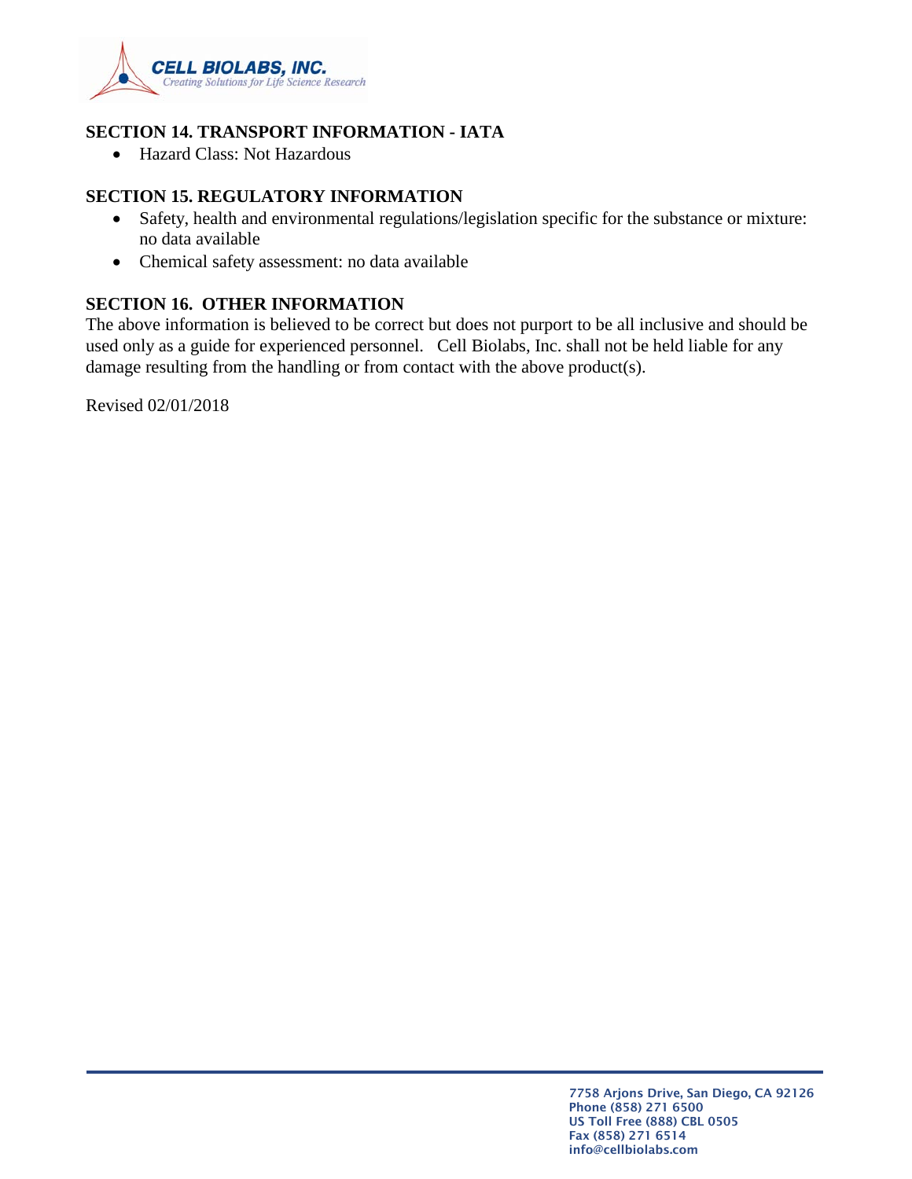## SECTION 14. TRANSPORT INFORMATION - IATA

- Hazard Class: Not Hazardous

## SECTION 15. REGULATORY INFORMATION

- Safety, health and environmental regulations/legislation specific for the substance or mixture: no data available
- Chemical safety assessment: no data available

## SECTION 16. OTHER INFORMATION

The above information is believed to be correct but does not purport to be all inclusive and should be used only as a guide for experienced personnel. Cell Biolabs, Inc. shall not be held liable for any damage resulting from the handling or from contact with the above product(s).

Revised 02/01/2018